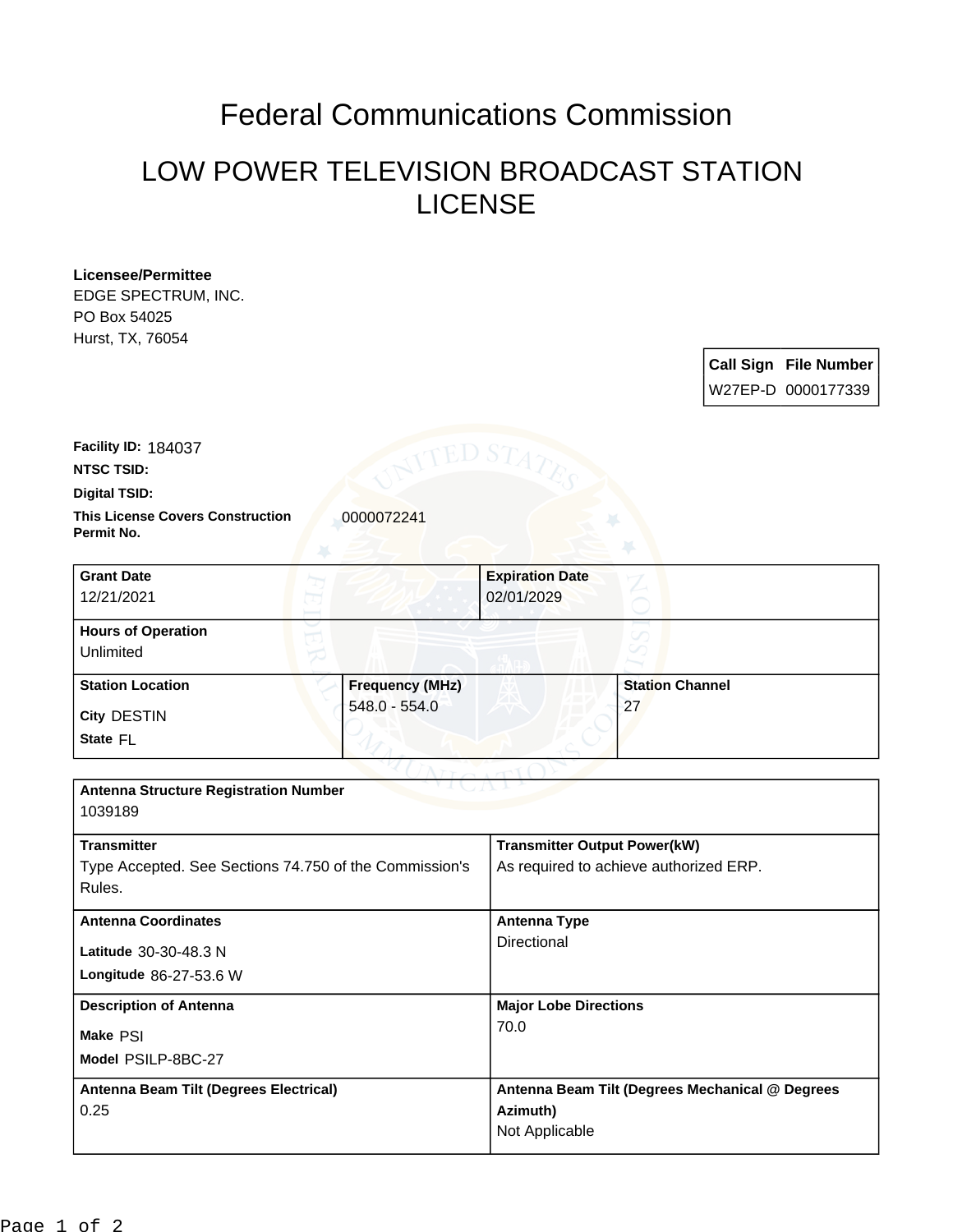# Federal Communications Commission

## LOW POWER TELEVISION BROADCAST STATION LICENSE

**Licensee/Permittee**
EDGE SPECTRUM, INC.
PO Box 54025
Hurst, TX, 76054

| Call Sign | File Number |
|---|---|
| W27EP-D | 0000177339 |

**Facility ID:** 184037
**NTSC TSID:**
**Digital TSID:**
**This License Covers Construction Permit No.** 0000072241

| Grant Date | Expiration Date |
|---|---|
| 12/21/2021 | 02/01/2029 |

**Hours of Operation**
Unlimited

| Station Location | Frequency (MHz) | Station Channel |
|---|---|---|
| City DESTIN<br>State FL | 548.0 - 554.0 | 27 |

**Antenna Structure Registration Number**
1039189

| Transmitter | Transmitter Output Power(kW) |
|---|---|
| Type Accepted. See Sections 74.750 of the Commission's Rules. | As required to achieve authorized ERP. |

| Antenna Coordinates | Antenna Type |
|---|---|
| Latitude 30-30-48.3 N<br>Longitude 86-27-53.6 W | Directional |

| Description of Antenna | Major Lobe Directions |
|---|---|
| Make PSI<br>Model PSILP-8BC-27 | 70.0 |

| Antenna Beam Tilt (Degrees Electrical) | Antenna Beam Tilt (Degrees Mechanical @ Degrees Azimuth) |
|---|---|
| 0.25 | Not Applicable |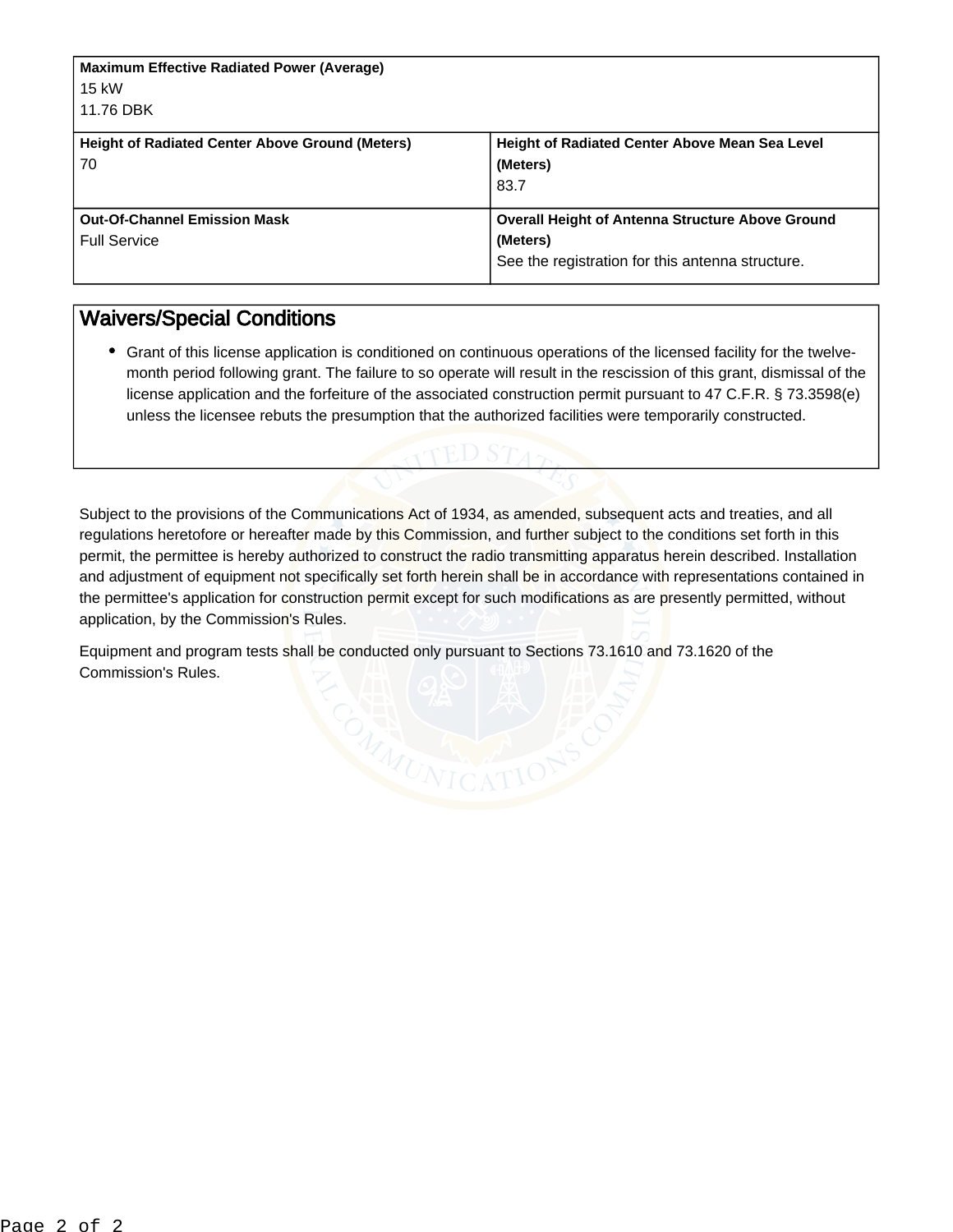| | |
|---|---|
| **Maximum Effective Radiated Power (Average)**<br>15 kW<br>11.76 DBK | |
| **Height of Radiated Center Above Ground (Meters)**<br>70 | **Height of Radiated Center Above Mean Sea Level (Meters)**<br>83.7 |
| **Out-Of-Channel Emission Mask**<br>Full Service | **Overall Height of Antenna Structure Above Ground (Meters)**<br>See the registration for this antenna structure. |

## Waivers/Special Conditions

- Grant of this license application is conditioned on continuous operations of the licensed facility for the twelve-month period following grant. The failure to so operate will result in the rescission of this grant, dismissal of the license application and the forfeiture of the associated construction permit pursuant to 47 C.F.R. § 73.3598(e) unless the licensee rebuts the presumption that the authorized facilities were temporarily constructed.

Subject to the provisions of the Communications Act of 1934, as amended, subsequent acts and treaties, and all regulations heretofore or hereafter made by this Commission, and further subject to the conditions set forth in this permit, the permittee is hereby authorized to construct the radio transmitting apparatus herein described. Installation and adjustment of equipment not specifically set forth herein shall be in accordance with representations contained in the permittee's application for construction permit except for such modifications as are presently permitted, without application, by the Commission's Rules.

Equipment and program tests shall be conducted only pursuant to Sections 73.1610 and 73.1620 of the Commission's Rules.